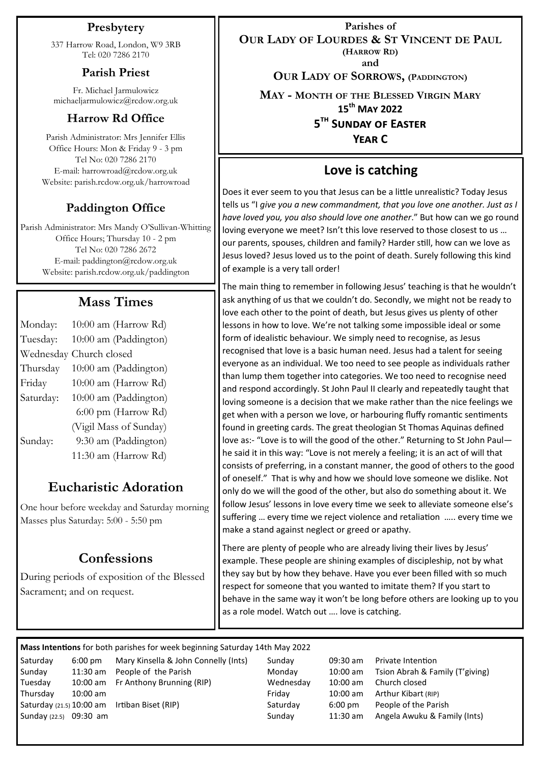Parishes of

**OUR LADY OF LOURDES & ST VINCENT DE PAUL**

**(HARROW RD)**

and

**OUR LADY OF SORROWS, (PADDINGTON)**

**MAY - MONTH OF THE BLESSED VIRGIN MARY**

**15th MAY 2022**

**5TH SUNDAY OF EASTER**

**YEAR C**

## Presbytery

337 Harrow Road, London, W9 3RB
Tel: 020 7286 2170

## Parish Priest

Fr. Michael Jarmulowicz
michaeljarmulowicz@rcdow.org.uk

## Harrow Rd Office

Parish Administrator: Mrs Jennifer Ellis
Office Hours: Mon & Friday 9 - 3 pm
Tel No: 020 7286 2170
E-mail: harrowroad@rcdow.org.uk
Website: parish.rcdow.org.uk/harrowroad

## Paddington Office

Parish Administrator: Mrs Mandy O'Sullivan-Whitting
Office Hours; Thursday 10 - 2 pm
Tel No: 020 7286 2672
E-mail: paddington@rcdow.org.uk
Website: parish.rcdow.org.uk/paddington

## Mass Times

| | |
|---|---|
| Monday: | 10:00 am (Harrow Rd) |
| Tuesday: | 10:00 am (Paddington) |
| Wednesday | Church closed |
| Thursday | 10:00 am (Paddington) |
| Friday | 10:00 am (Harrow Rd) |
| Saturday: | 10:00 am (Paddington) |
| | 6:00 pm (Harrow Rd) (Vigil Mass of Sunday) |
| Sunday: | 9:30 am (Paddington) |
| | 11:30 am (Harrow Rd) |

## Eucharistic Adoration

One hour before weekday and Saturday morning Masses plus Saturday: 5:00 - 5:50 pm

## Confessions

During periods of exposition of the Blessed Sacrament; and on request.

## Love is catching

Does it ever seem to you that Jesus can be a little unrealistic? Today Jesus tells us "I *give you a new commandment, that you love one another. Just as I have loved you, you also should love one another*." But how can we go round loving everyone we meet? Isn't this love reserved to those closest to us … our parents, spouses, children and family? Harder still, how can we love as Jesus loved? Jesus loved us to the point of death. Surely following this kind of example is a very tall order!

The main thing to remember in following Jesus' teaching is that he wouldn't ask anything of us that we couldn't do. Secondly, we might not be ready to love each other to the point of death, but Jesus gives us plenty of other lessons in how to love. We're not talking some impossible ideal or some form of idealistic behaviour. We simply need to recognise, as Jesus recognised that love is a basic human need. Jesus had a talent for seeing everyone as an individual. We too need to see people as individuals rather than lump them together into categories. We too need to recognise need and respond accordingly. St John Paul II clearly and repeatedly taught that loving someone is a decision that we make rather than the nice feelings we get when with a person we love, or harbouring fluffy romantic sentiments found in greeting cards. The great theologian St Thomas Aquinas defined love as:- "Love is to will the good of the other." Returning to St John Paul—he said it in this way: "Love is not merely a feeling; it is an act of will that consists of preferring, in a constant manner, the good of others to the good of oneself." That is why and how we should love someone we dislike. Not only do we will the good of the other, but also do something about it. We follow Jesus' lessons in love every time we seek to alleviate someone else's suffering … every time we reject violence and retaliation ….. every time we make a stand against neglect or greed or apathy.

There are plenty of people who are already living their lives by Jesus' example. These people are shining examples of discipleship, not by what they say but by how they behave. Have you ever been filled with so much respect for someone that you wanted to imitate them? If you start to behave in the same way it won't be long before others are looking up to you as a role model. Watch out …. love is catching.

**Mass Intentions** for both parishes for week beginning Saturday 14th May 2022

| | | | | | |
|---|---|---|---|---|---|
| Saturday | 6:00 pm | Mary Kinsella & John Connelly (Ints) | Sunday | 09:30 am | Private Intention |
| Sunday | 11:30 am | People of the Parish | Monday | 10:00 am | Tsion Abrah & Family (T'giving) |
| Tuesday | 10:00 am | Fr Anthony Brunning (RIP) | Wednesday | 10:00 am | Church closed |
| Thursday | 10:00 am | | Friday | 10:00 am | Arthur Kibart (RIP) |
| Saturday (21.5) | 10:00 am | Irtiban Biset (RIP) | Saturday | 6:00 pm | People of the Parish |
| Sunday (22.5) | 09:30 am | | Sunday | 11:30 am | Angela Awuku & Family (Ints) |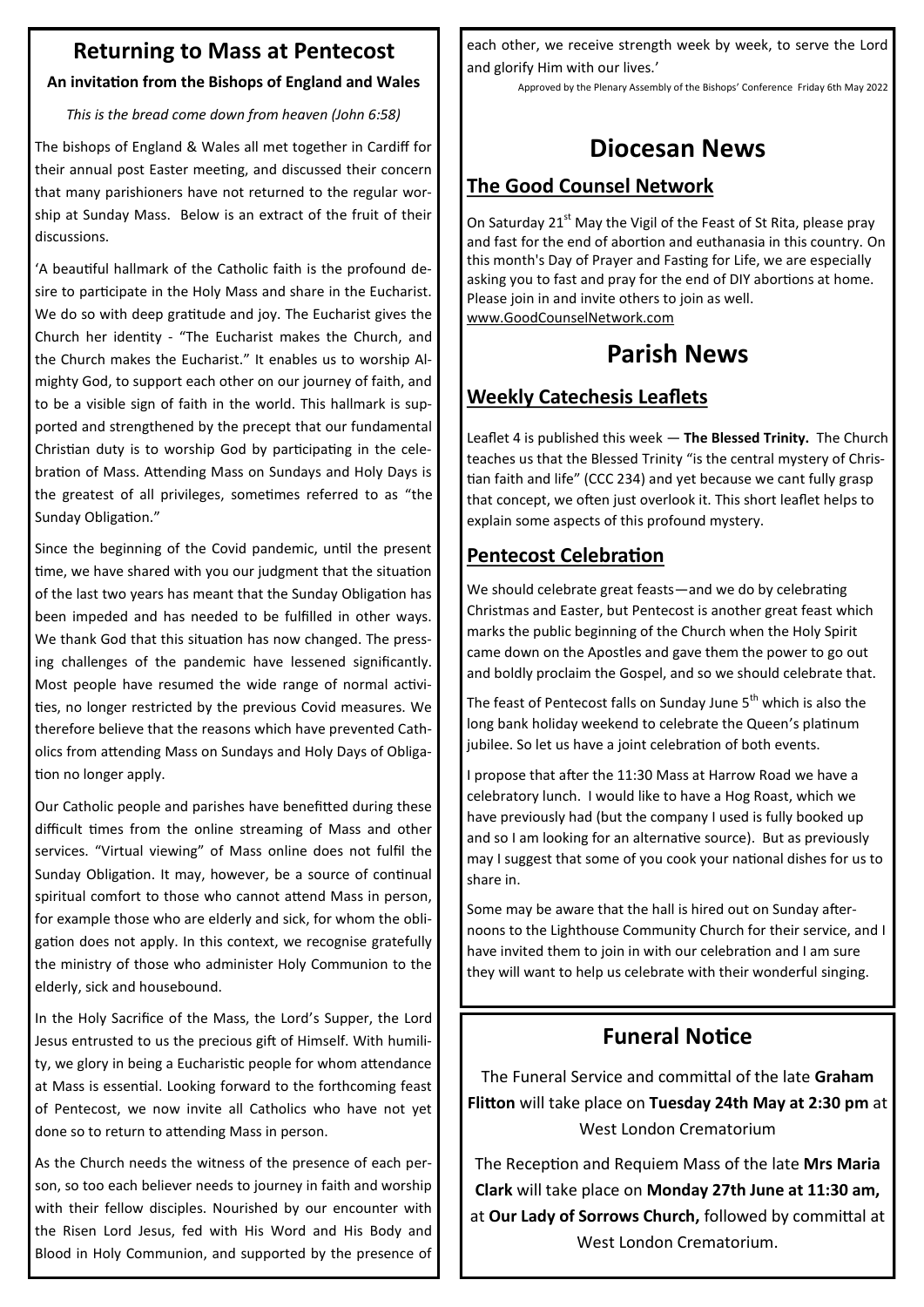## Returning to Mass at Pentecost

**An invitation from the Bishops of England and Wales**

*This is the bread come down from heaven (John 6:58)*

The bishops of England & Wales all met together in Cardiff for their annual post Easter meeting, and discussed their concern that many parishioners have not returned to the regular worship at Sunday Mass. Below is an extract of the fruit of their discussions.

'A beautiful hallmark of the Catholic faith is the profound desire to participate in the Holy Mass and share in the Eucharist. We do so with deep gratitude and joy. The Eucharist gives the Church her identity - "The Eucharist makes the Church, and the Church makes the Eucharist." It enables us to worship Almighty God, to support each other on our journey of faith, and to be a visible sign of faith in the world. This hallmark is supported and strengthened by the precept that our fundamental Christian duty is to worship God by participating in the celebration of Mass. Attending Mass on Sundays and Holy Days is the greatest of all privileges, sometimes referred to as "the Sunday Obligation."

Since the beginning of the Covid pandemic, until the present time, we have shared with you our judgment that the situation of the last two years has meant that the Sunday Obligation has been impeded and has needed to be fulfilled in other ways. We thank God that this situation has now changed. The pressing challenges of the pandemic have lessened significantly. Most people have resumed the wide range of normal activities, no longer restricted by the previous Covid measures. We therefore believe that the reasons which have prevented Catholics from attending Mass on Sundays and Holy Days of Obligation no longer apply.

Our Catholic people and parishes have benefitted during these difficult times from the online streaming of Mass and other services. "Virtual viewing" of Mass online does not fulfil the Sunday Obligation. It may, however, be a source of continual spiritual comfort to those who cannot attend Mass in person, for example those who are elderly and sick, for whom the obligation does not apply. In this context, we recognise gratefully the ministry of those who administer Holy Communion to the elderly, sick and housebound.

In the Holy Sacrifice of the Mass, the Lord's Supper, the Lord Jesus entrusted to us the precious gift of Himself. With humility, we glory in being a Eucharistic people for whom attendance at Mass is essential. Looking forward to the forthcoming feast of Pentecost, we now invite all Catholics who have not yet done so to return to attending Mass in person.

As the Church needs the witness of the presence of each person, so too each believer needs to journey in faith and worship with their fellow disciples. Nourished by our encounter with the Risen Lord Jesus, fed with His Word and His Body and Blood in Holy Communion, and supported by the presence of each other, we receive strength week by week, to serve the Lord and glorify Him with our lives.'

Approved by the Plenary Assembly of the Bishops' Conference Friday 6th May 2022

# Diocesan News

### The Good Counsel Network

On Saturday 21st May the Vigil of the Feast of St Rita, please pray and fast for the end of abortion and euthanasia in this country. On this month's Day of Prayer and Fasting for Life, we are especially asking you to fast and pray for the end of DIY abortions at home. Please join in and invite others to join as well. www.GoodCounselNetwork.com

# Parish News

### Weekly Catechesis Leaflets

Leaflet 4 is published this week — **The Blessed Trinity.** The Church teaches us that the Blessed Trinity "is the central mystery of Christian faith and life" (CCC 234) and yet because we cant fully grasp that concept, we often just overlook it. This short leaflet helps to explain some aspects of this profound mystery.

### Pentecost Celebration

We should celebrate great feasts—and we do by celebrating Christmas and Easter, but Pentecost is another great feast which marks the public beginning of the Church when the Holy Spirit came down on the Apostles and gave them the power to go out and boldly proclaim the Gospel, and so we should celebrate that.

The feast of Pentecost falls on Sunday June 5th which is also the long bank holiday weekend to celebrate the Queen's platinum jubilee. So let us have a joint celebration of both events.

I propose that after the 11:30 Mass at Harrow Road we have a celebratory lunch. I would like to have a Hog Roast, which we have previously had (but the company I used is fully booked up and so I am looking for an alternative source). But as previously may I suggest that some of you cook your national dishes for us to share in.

Some may be aware that the hall is hired out on Sunday afternoons to the Lighthouse Community Church for their service, and I have invited them to join in with our celebration and I am sure they will want to help us celebrate with their wonderful singing.

## Funeral Notice

The Funeral Service and committal of the late **Graham Flitton** will take place on **Tuesday 24th May at 2:30 pm** at West London Crematorium

The Reception and Requiem Mass of the late **Mrs Maria Clark** will take place on **Monday 27th June at 11:30 am,** at **Our Lady of Sorrows Church,** followed by committal at West London Crematorium.